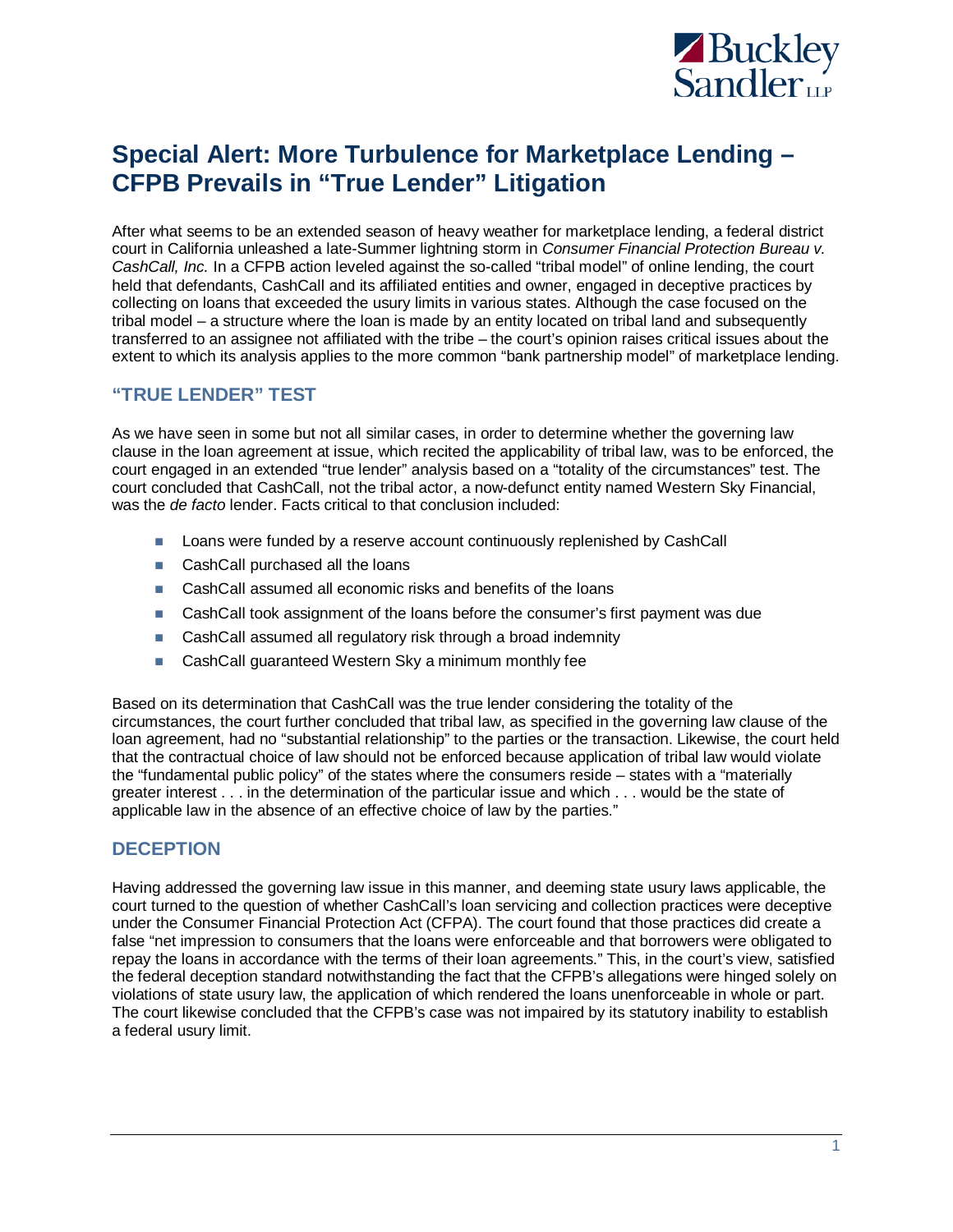# Special Alert: More Turbulence for Marketplace Lending – CFPB Prevails in "True Lender" Litigation

After what seems to be an extended season of heavy weather for marketplace lending, a federal district court in California unleashed a late-Summer lightning storm in *Consumer Financial Protection Bureau v. CashCall, Inc.* In a CFPB action leveled against the so-called "tribal model" of online lending, the court held that defendants, CashCall and its affiliated entities and owner, engaged in deceptive practices by collecting on loans that exceeded the usury limits in various states. Although the case focused on the tribal model – a structure where the loan is made by an entity located on tribal land and subsequently transferred to an assignee not affiliated with the tribe – the court's opinion raises critical issues about the extent to which its analysis applies to the more common "bank partnership model" of marketplace lending.

## "TRUE LENDER" TEST

As we have seen in some but not all similar cases, in order to determine whether the governing law clause in the loan agreement at issue, which recited the applicability of tribal law, was to be enforced, the court engaged in an extended "true lender" analysis based on a "totality of the circumstances" test. The court concluded that CashCall, not the tribal actor, a now-defunct entity named Western Sky Financial, was the *de facto* lender. Facts critical to that conclusion included:

- Loans were funded by a reserve account continuously replenished by CashCall
- CashCall purchased all the loans
- CashCall assumed all economic risks and benefits of the loans
- CashCall took assignment of the loans before the consumer's first payment was due
- CashCall assumed all regulatory risk through a broad indemnity
- CashCall guaranteed Western Sky a minimum monthly fee

Based on its determination that CashCall was the true lender considering the totality of the circumstances, the court further concluded that tribal law, as specified in the governing law clause of the loan agreement, had no "substantial relationship" to the parties or the transaction. Likewise, the court held that the contractual choice of law should not be enforced because application of tribal law would violate the "fundamental public policy" of the states where the consumers reside – states with a "materially greater interest . . . in the determination of the particular issue and which . . . would be the state of applicable law in the absence of an effective choice of law by the parties."

## DECEPTION

Having addressed the governing law issue in this manner, and deeming state usury laws applicable, the court turned to the question of whether CashCall's loan servicing and collection practices were deceptive under the Consumer Financial Protection Act (CFPA). The court found that those practices did create a false "net impression to consumers that the loans were enforceable and that borrowers were obligated to repay the loans in accordance with the terms of their loan agreements." This, in the court's view, satisfied the federal deception standard notwithstanding the fact that the CFPB's allegations were hinged solely on violations of state usury law, the application of which rendered the loans unenforceable in whole or part. The court likewise concluded that the CFPB's case was not impaired by its statutory inability to establish a federal usury limit.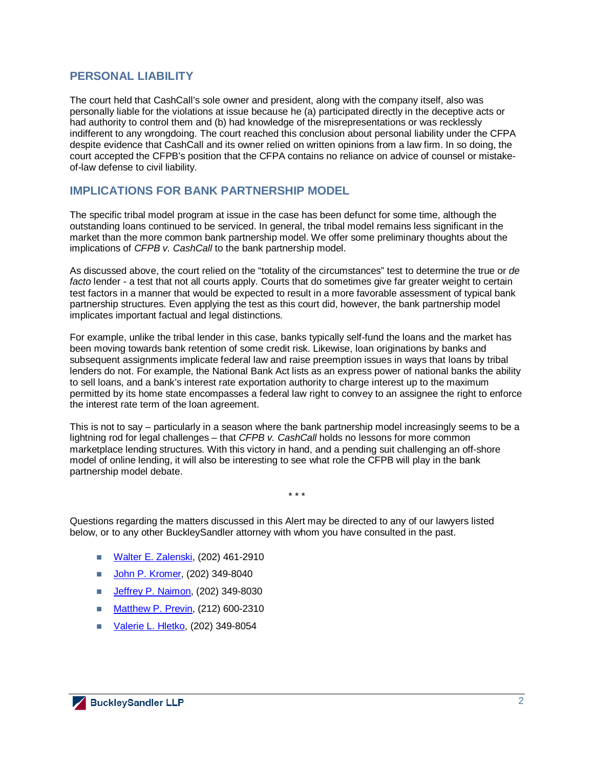## PERSONAL LIABILITY

The court held that CashCall's sole owner and president, along with the company itself, also was personally liable for the violations at issue because he (a) participated directly in the deceptive acts or had authority to control them and (b) had knowledge of the misrepresentations or was recklessly indifferent to any wrongdoing. The court reached this conclusion about personal liability under the CFPA despite evidence that CashCall and its owner relied on written opinions from a law firm. In so doing, the court accepted the CFPB's position that the CFPA contains no reliance on advice of counsel or mistake-of-law defense to civil liability.

## IMPLICATIONS FOR BANK PARTNERSHIP MODEL

The specific tribal model program at issue in the case has been defunct for some time, although the outstanding loans continued to be serviced. In general, the tribal model remains less significant in the market than the more common bank partnership model. We offer some preliminary thoughts about the implications of *CFPB v. CashCall* to the bank partnership model.

As discussed above, the court relied on the "totality of the circumstances" test to determine the true or *de facto* lender - a test that not all courts apply. Courts that do sometimes give far greater weight to certain test factors in a manner that would be expected to result in a more favorable assessment of typical bank partnership structures. Even applying the test as this court did, however, the bank partnership model implicates important factual and legal distinctions.

For example, unlike the tribal lender in this case, banks typically self-fund the loans and the market has been moving towards bank retention of some credit risk. Likewise, loan originations by banks and subsequent assignments implicate federal law and raise preemption issues in ways that loans by tribal lenders do not. For example, the National Bank Act lists as an express power of national banks the ability to sell loans, and a bank's interest rate exportation authority to charge interest up to the maximum permitted by its home state encompasses a federal law right to convey to an assignee the right to enforce the interest rate term of the loan agreement.

This is not to say – particularly in a season where the bank partnership model increasingly seems to be a lightning rod for legal challenges – that *CFPB v. CashCall* holds no lessons for more common marketplace lending structures. With this victory in hand, and a pending suit challenging an off-shore model of online lending, it will also be interesting to see what role the CFPB will play in the bank partnership model debate.

\* \* \*

Questions regarding the matters discussed in this Alert may be directed to any of our lawyers listed below, or to any other BuckleySandler attorney with whom you have consulted in the past.

- Walter E. Zalenski, (202) 461-2910
- John P. Kromer, (202) 349-8040
- Jeffrey P. Naimon, (202) 349-8030
- Matthew P. Previn, (212) 600-2310
- Valerie L. Hletko, (202) 349-8054